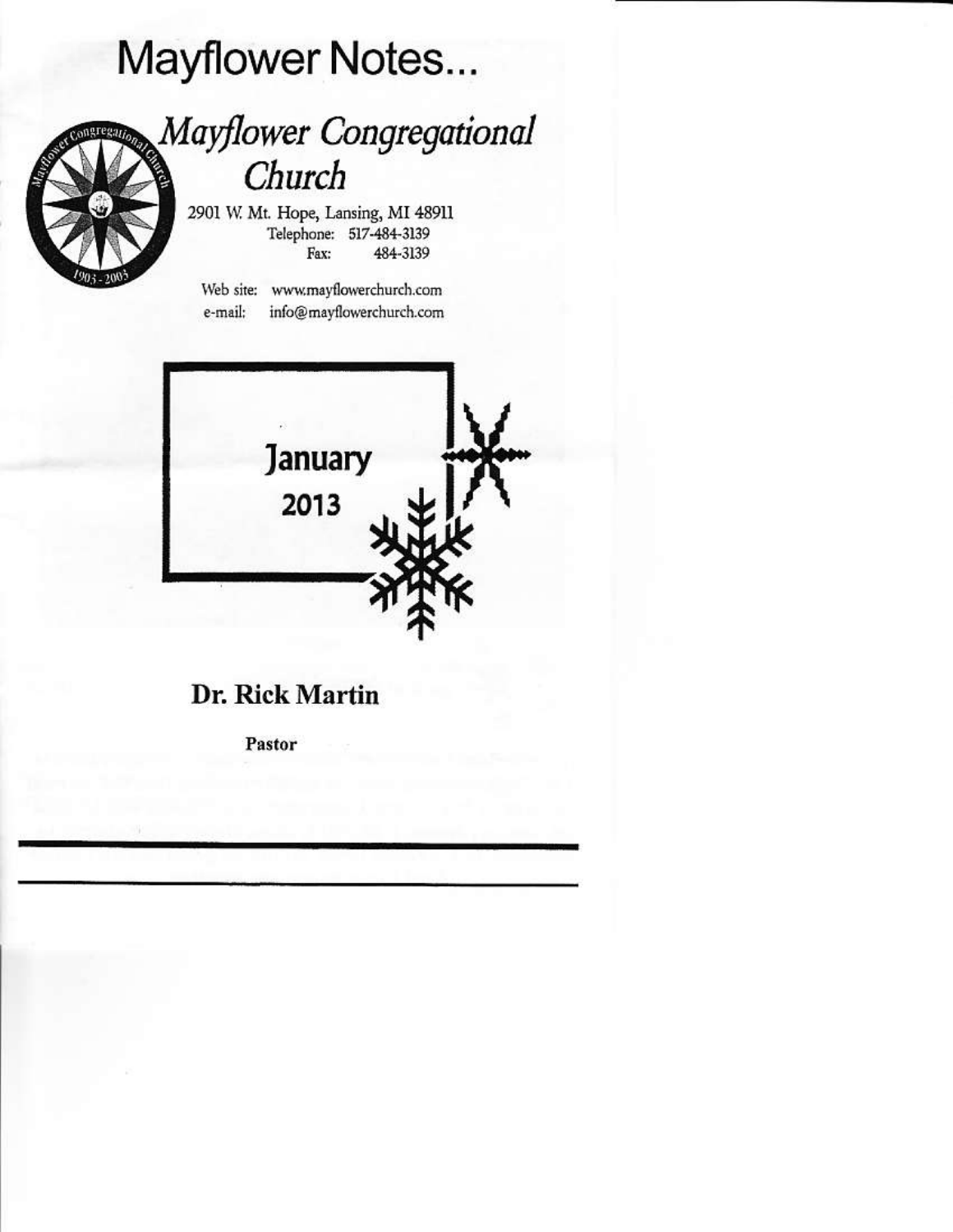# Mayflower Notes...

## *Mayflower Congregational Church*

2901 W. Mt. Hope, Lansing, MI 48911
Telephone: 517-484-3139
Fax: 484-3139

Web site: www.mayflowerchurch.com
e-mail: info@mayflowerchurch.com

**January**
**2013**

### Dr. Rick Martin

**Pastor**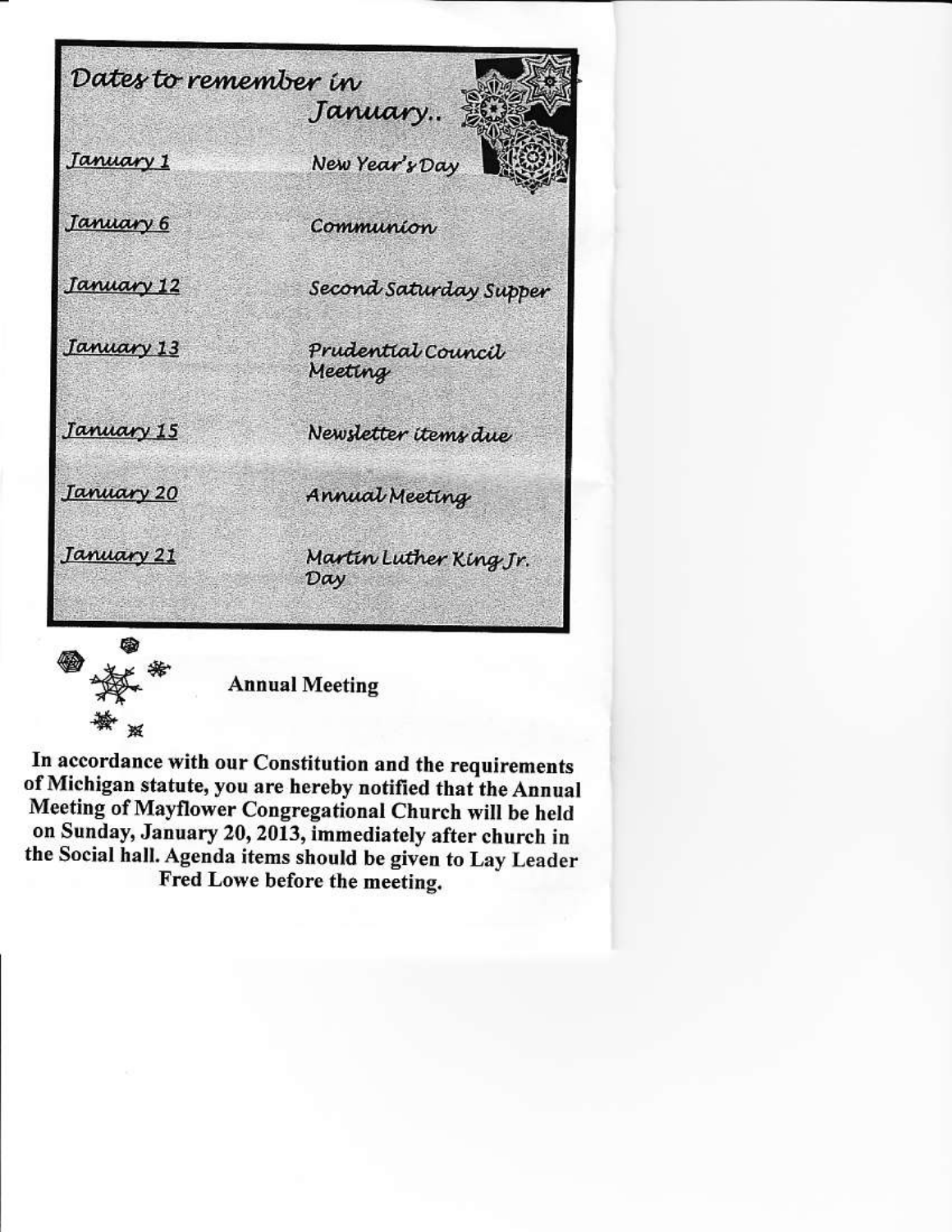## Dates to remember in January..

| | |
|---|---|
| January 1 | New Year's Day |
| January 6 | Communion |
| January 12 | Second Saturday Supper |
| January 13 | Prudential Council Meeting |
| January 15 | Newsletter items due |
| January 20 | Annual Meeting |
| January 21 | Martin Luther King Jr. Day |

### Annual Meeting

**In accordance with our Constitution and the requirements of Michigan statute, you are hereby notified that the Annual Meeting of Mayflower Congregational Church will be held on Sunday, January 20, 2013, immediately after church in the Social hall. Agenda items should be given to Lay Leader Fred Lowe before the meeting.**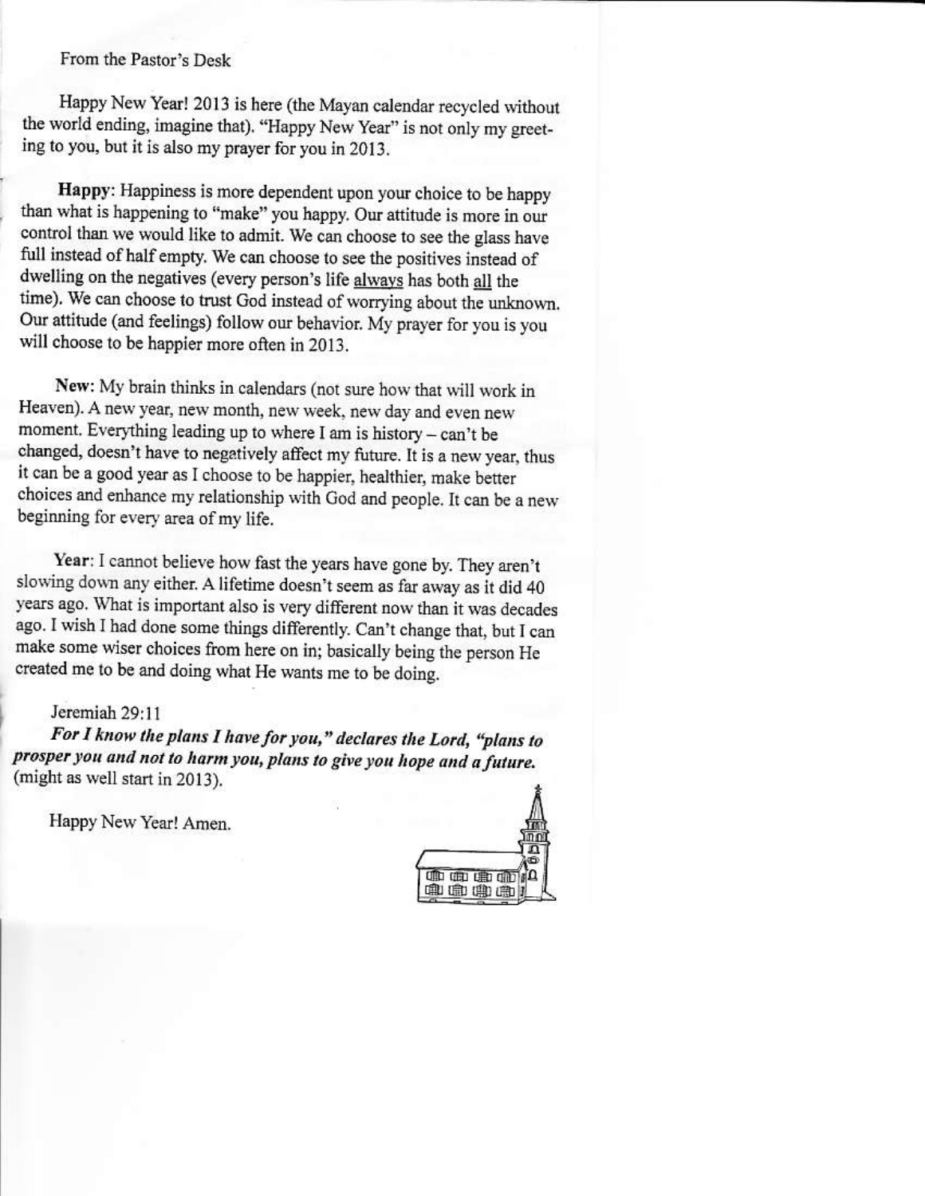From the Pastor's Desk

Happy New Year! 2013 is here (the Mayan calendar recycled without the world ending, imagine that). "Happy New Year" is not only my greeting to you, but it is also my prayer for you in 2013.

**Happy**: Happiness is more dependent upon your choice to be happy than what is happening to "make" you happy. Our attitude is more in our control than we would like to admit. We can choose to see the glass have full instead of half empty. We can choose to see the positives instead of dwelling on the negatives (every person's life <u>always</u> has both <u>all</u> the time). We can choose to trust God instead of worrying about the unknown. Our attitude (and feelings) follow our behavior. My prayer for you is you will choose to be happier more often in 2013.

**New**: My brain thinks in calendars (not sure how that will work in Heaven). A new year, new month, new week, new day and even new moment. Everything leading up to where I am is history – can't be changed, doesn't have to negatively affect my future. It is a new year, thus it can be a good year as I choose to be happier, healthier, make better choices and enhance my relationship with God and people. It can be a new beginning for every area of my life.

**Year**: I cannot believe how fast the years have gone by. They aren't slowing down any either. A lifetime doesn't seem as far away as it did 40 years ago. What is important also is very different now than it was decades ago. I wish I had done some things differently. Can't change that, but I can make some wiser choices from here on in; basically being the person He created me to be and doing what He wants me to be doing.

Jeremiah 29:11
***For I know the plans I have for you," declares the Lord, "plans to prosper you and not to harm you, plans to give you hope and a future.*** (might as well start in 2013).

Happy New Year! Amen.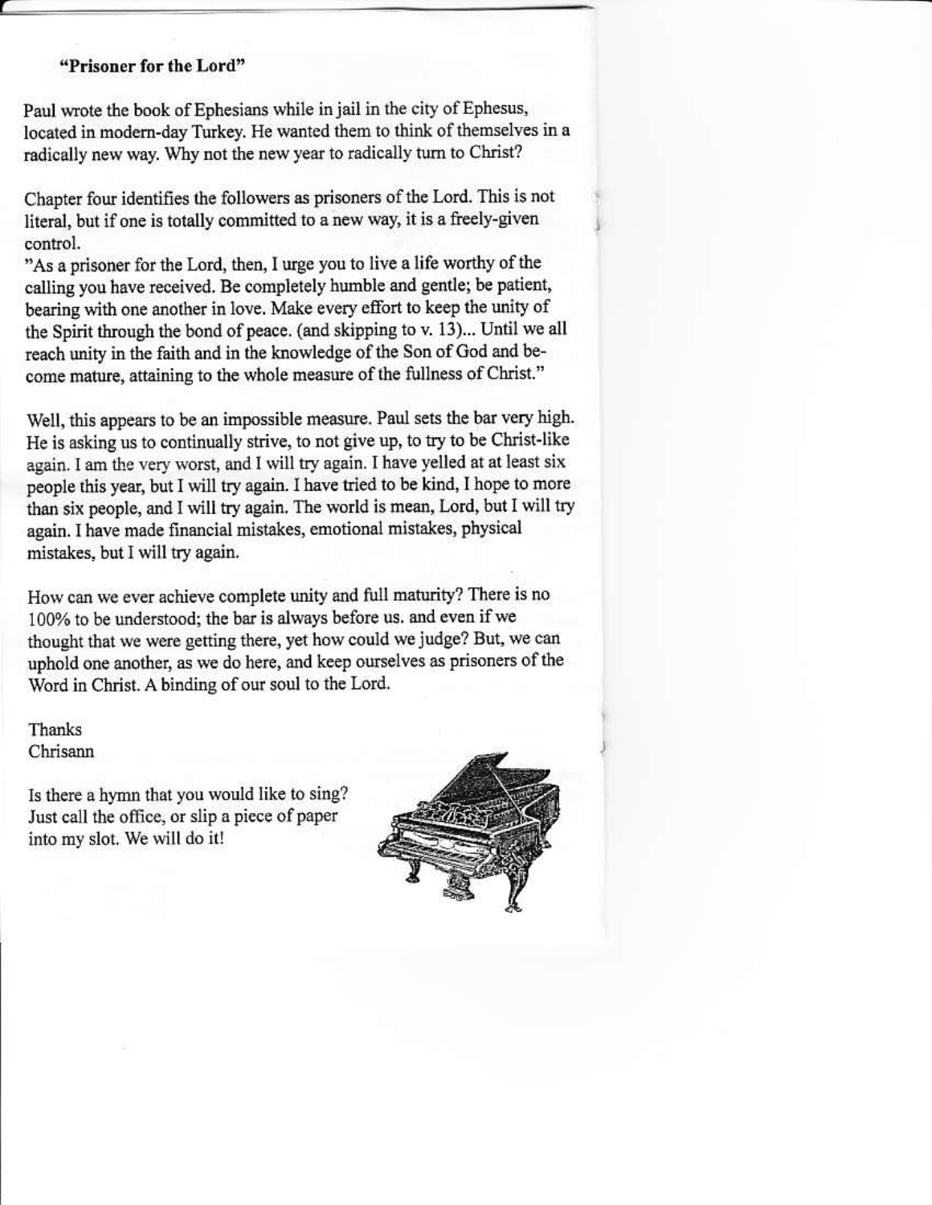**"Prisoner for the Lord"**

Paul wrote the book of Ephesians while in jail in the city of Ephesus, located in modern-day Turkey. He wanted them to think of themselves in a radically new way. Why not the new year to radically turn to Christ?

Chapter four identifies the followers as prisoners of the Lord. This is not literal, but if one is totally committed to a new way, it is a freely-given control.

"As a prisoner for the Lord, then, I urge you to live a life worthy of the calling you have received. Be completely humble and gentle; be patient, bearing with one another in love. Make every effort to keep the unity of the Spirit through the bond of peace. (and skipping to v. 13)... Until we all reach unity in the faith and in the knowledge of the Son of God and become mature, attaining to the whole measure of the fullness of Christ."

Well, this appears to be an impossible measure. Paul sets the bar very high. He is asking us to continually strive, to not give up, to try to be Christ-like again. I am the very worst, and I will try again. I have yelled at at least six people this year, but I will try again. I have tried to be kind, I hope to more than six people, and I will try again. The world is mean, Lord, but I will try again. I have made financial mistakes, emotional mistakes, physical mistakes, but I will try again.

How can we ever achieve complete unity and full maturity? There is no 100% to be understood; the bar is always before us. and even if we thought that we were getting there, yet how could we judge? But, we can uphold one another, as we do here, and keep ourselves as prisoners of the Word in Christ. A binding of our soul to the Lord.

Thanks
Chrisann

Is there a hymn that you would like to sing? Just call the office, or slip a piece of paper into my slot. We will do it!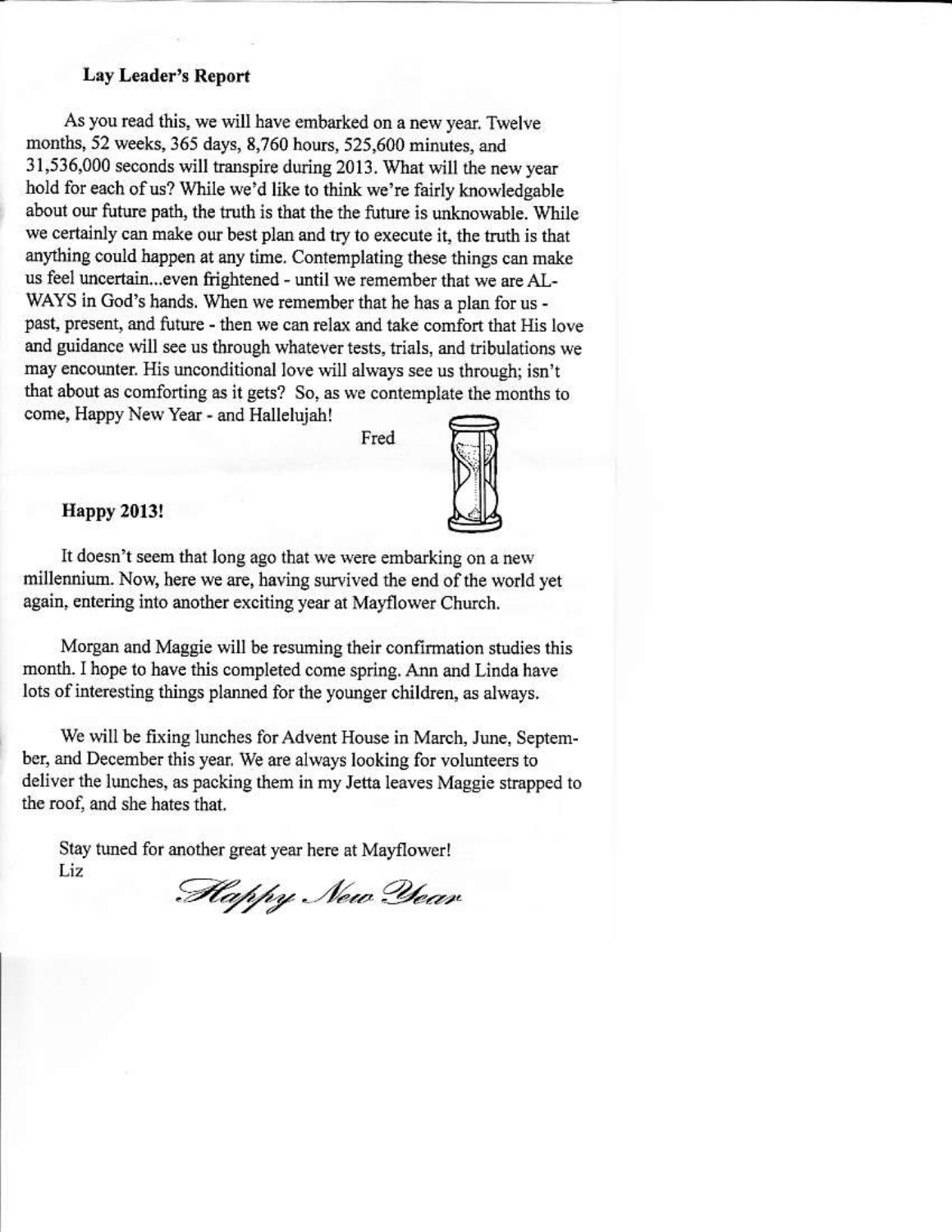### Lay Leader's Report

As you read this, we will have embarked on a new year. Twelve months, 52 weeks, 365 days, 8,760 hours, 525,600 minutes, and 31,536,000 seconds will transpire during 2013. What will the new year hold for each of us? While we'd like to think we're fairly knowledgable about our future path, the truth is that the the future is unknowable. While we certainly can make our best plan and try to execute it, the truth is that anything could happen at any time. Contemplating these things can make us feel uncertain...even frightened - until we remember that we are ALWAYS in God's hands. When we remember that he has a plan for us - past, present, and future - then we can relax and take comfort that His love and guidance will see us through whatever tests, trials, and tribulations we may encounter. His unconditional love will always see us through; isn't that about as comforting as it gets? So, as we contemplate the months to come, Happy New Year - and Hallelujah!

Fred

### Happy 2013!

It doesn't seem that long ago that we were embarking on a new millennium. Now, here we are, having survived the end of the world yet again, entering into another exciting year at Mayflower Church.

Morgan and Maggie will be resuming their confirmation studies this month. I hope to have this completed come spring. Ann and Linda have lots of interesting things planned for the younger children, as always.

We will be fixing lunches for Advent House in March, June, September, and December this year. We are always looking for volunteers to deliver the lunches, as packing them in my Jetta leaves Maggie strapped to the roof, and she hates that.

Stay tuned for another great year here at Mayflower!
Liz

*Happy New Year*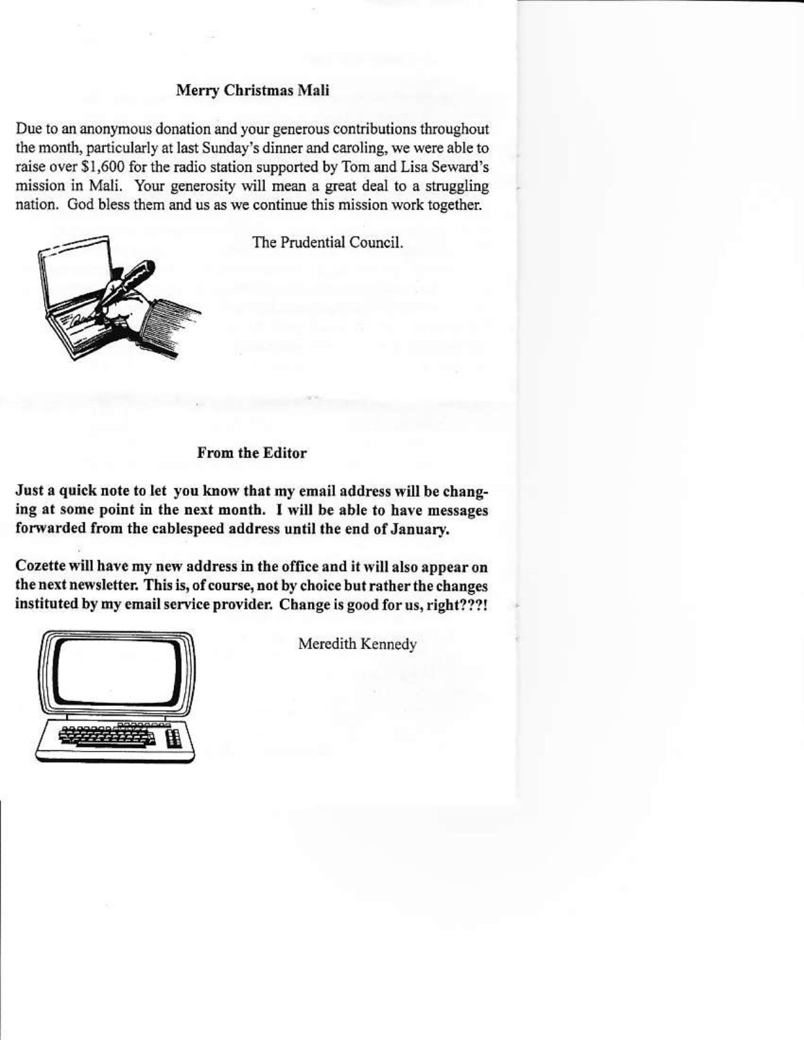## Merry Christmas Mali

Due to an anonymous donation and your generous contributions throughout the month, particularly at last Sunday's dinner and caroling, we were able to raise over $1,600 for the radio station supported by Tom and Lisa Seward's mission in Mali. Your generosity will mean a great deal to a struggling nation. God bless them and us as we continue this mission work together.

The Prudential Council.

## From the Editor

**Just a quick note to let you know that my email address will be changing at some point in the next month. I will be able to have messages forwarded from the cablespeed address until the end of January.**

**Cozette will have my new address in the office and it will also appear on the next newsletter. This is, of course, not by choice but rather the changes instituted by my email service provider. Change is good for us, right???!**

Meredith Kennedy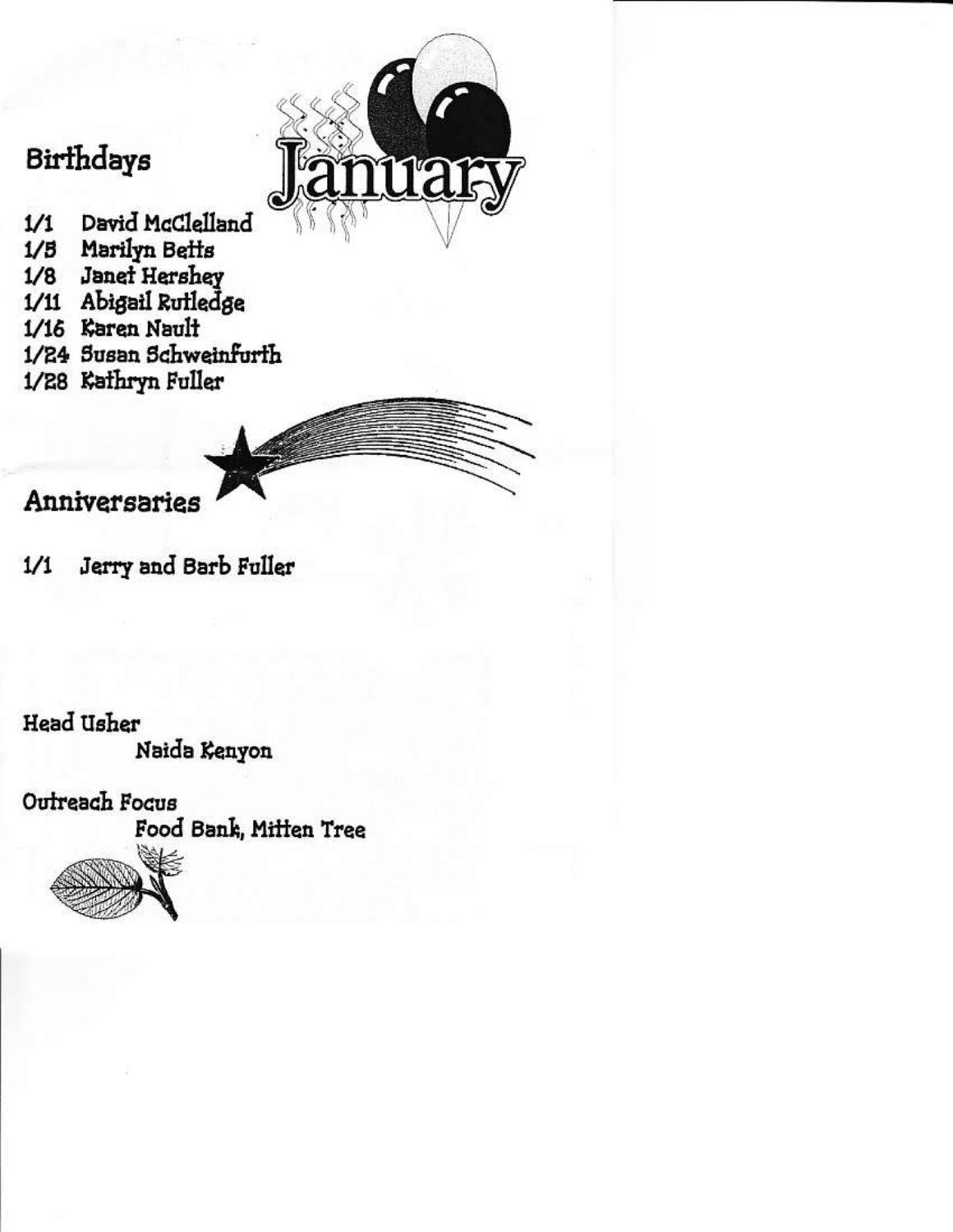# January

## Birthdays

1/1 David McClelland
1/5 Marilyn Betts
1/8 Janet Hershey
1/11 Abigail Rutledge
1/16 Karen Nault
1/24 Susan Schweinfurth
1/28 Kathryn Fuller

## Anniversaries

1/1 Jerry and Barb Fuller

Head Usher
Naida Kenyon

Outreach Focus
Food Bank, Mitten Tree